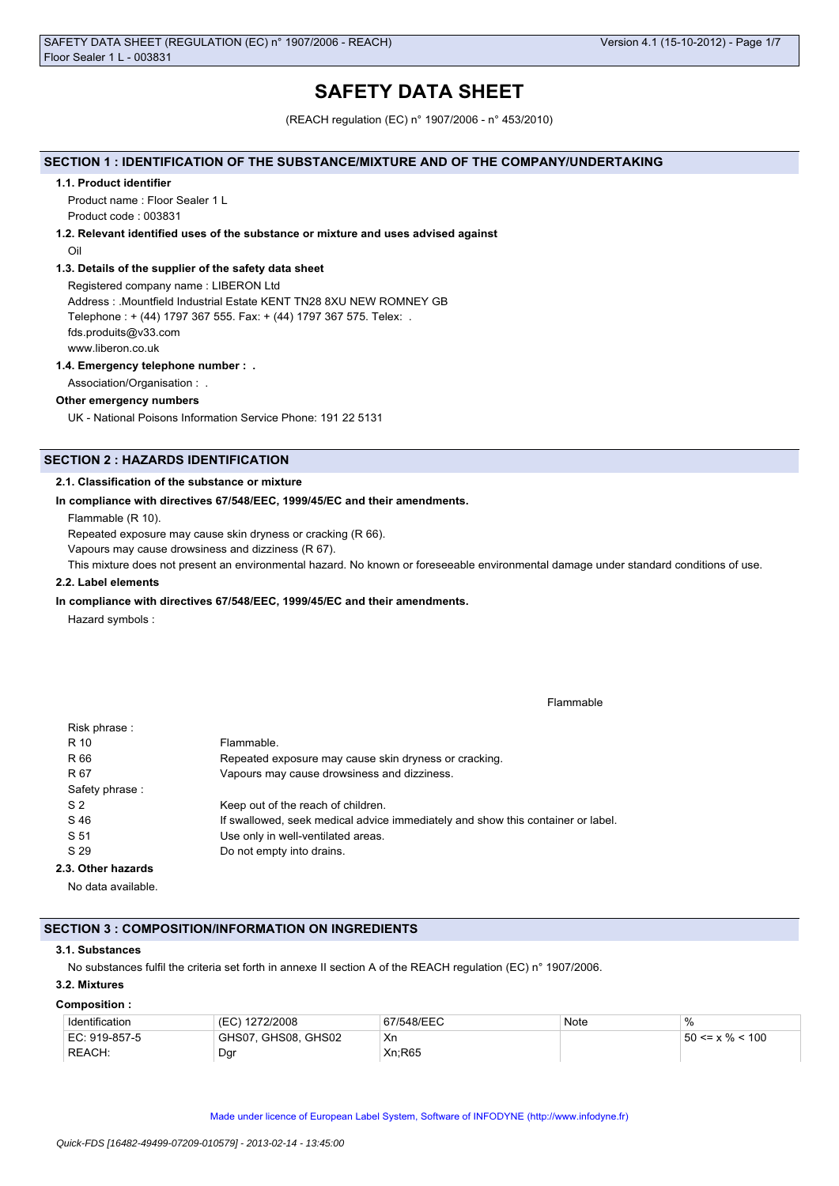# SAFETY DATA SHEET

(REACH regulation (EC) n° 1907/2006 - n° 453/2010)

## SECTION 1 : IDENTIFICATION OF THE SUBSTANCE/MIXTURE AND OF THE COMPANY/UNDERTAKING

### 1.1. Product identifier

Product name : Floor Sealer 1 L

Product code : 003831

### 1.2. Relevant identified uses of the substance or mixture and uses advised against

Oil

### 1.3. Details of the supplier of the safety data sheet

Registered company name : LIBERON Ltd

Address : .Mountfield Industrial Estate KENT TN28 8XU NEW ROMNEY GB

Telephone : + (44) 1797 367 555. Fax: + (44) 1797 367 575. Telex: .

fds.produits@v33.com

www.liberon.co.uk

### 1.4. Emergency telephone number : .

Association/Organisation : .

**Other emergency numbers**

UK - National Poisons Information Service Phone: 191 22 5131

## SECTION 2 : HAZARDS IDENTIFICATION

### 2.1. Classification of the substance or mixture

**In compliance with directives 67/548/EEC, 1999/45/EC and their amendments.**

Flammable (R 10).

Repeated exposure may cause skin dryness or cracking (R 66).

Vapours may cause drowsiness and dizziness (R 67).

This mixture does not present an environmental hazard. No known or foreseeable environmental damage under standard conditions of use.

### 2.2. Label elements

**In compliance with directives 67/548/EEC, 1999/45/EC and their amendments.**

Hazard symbols :

Flammable

| Risk phrase : | |
|---|---|
| R 10 | Flammable. |
| R 66 | Repeated exposure may cause skin dryness or cracking. |
| R 67 | Vapours may cause drowsiness and dizziness. |
| Safety phrase : | |
| S 2 | Keep out of the reach of children. |
| S 46 | If swallowed, seek medical advice immediately and show this container or label. |
| S 51 | Use only in well-ventilated areas. |
| S 29 | Do not empty into drains. |

### 2.3. Other hazards

No data available.

## SECTION 3 : COMPOSITION/INFORMATION ON INGREDIENTS

### 3.1. Substances

No substances fulfil the criteria set forth in annexe II section A of the REACH regulation (EC) n° 1907/2006.

### 3.2. Mixtures

**Composition :**

| Identification | (EC) 1272/2008 | 67/548/EEC | Note | % |
|---|---|---|---|---|
| EC: 919-857-5<br>REACH: | GHS07, GHS08, GHS02<br>Dgr | Xn<br>Xn;R65 | | 50 <= x % < 100 |

Made under licence of European Label System, Software of INFODYNE (http://www.infodyne.fr)

*Quick-FDS [16482-49499-07209-010579] - 2013-02-14 - 13:45:00*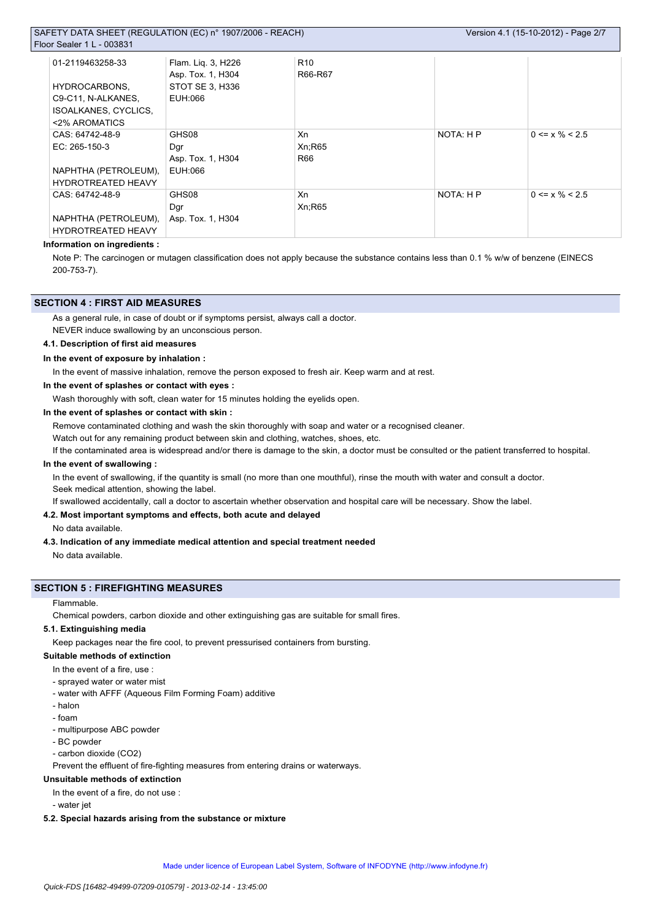| | | | | |
|---|---|---|---|---|
| 01-2119463258-33<br><br>HYDROCARBONS, C9-C11, N-ALKANES, ISOALKANES, CYCLICS, <2% AROMATICS | Flam. Liq. 3, H226<br>Asp. Tox. 1, H304<br>STOT SE 3, H336<br>EUH:066 | R10<br>R66-R67 | | |
| CAS: 64742-48-9<br>EC: 265-150-3<br><br>NAPHTHA (PETROLEUM), HYDROTREATED HEAVY | GHS08<br>Dgr<br>Asp. Tox. 1, H304<br>EUH:066 | Xn<br>Xn;R65<br>R66 | NOTA: H P | 0 <= x % < 2.5 |
| CAS: 64742-48-9<br><br>NAPHTHA (PETROLEUM), HYDROTREATED HEAVY | GHS08<br>Dgr<br>Asp. Tox. 1, H304 | Xn<br>Xn;R65 | NOTA: H P | 0 <= x % < 2.5 |

**Information on ingredients :**

Note P: The carcinogen or mutagen classification does not apply because the substance contains less than 0.1 % w/w of benzene (EINECS 200-753-7).

## SECTION 4 : FIRST AID MEASURES

As a general rule, in case of doubt or if symptoms persist, always call a doctor.

NEVER induce swallowing by an unconscious person.

### 4.1. Description of first aid measures

**In the event of exposure by inhalation :**

In the event of massive inhalation, remove the person exposed to fresh air. Keep warm and at rest.

**In the event of splashes or contact with eyes :**

Wash thoroughly with soft, clean water for 15 minutes holding the eyelids open.

**In the event of splashes or contact with skin :**

Remove contaminated clothing and wash the skin thoroughly with soap and water or a recognised cleaner.

Watch out for any remaining product between skin and clothing, watches, shoes, etc.

If the contaminated area is widespread and/or there is damage to the skin, a doctor must be consulted or the patient transferred to hospital.

**In the event of swallowing :**

In the event of swallowing, if the quantity is small (no more than one mouthful), rinse the mouth with water and consult a doctor.

Seek medical attention, showing the label.

If swallowed accidentally, call a doctor to ascertain whether observation and hospital care will be necessary. Show the label.

### 4.2. Most important symptoms and effects, both acute and delayed

No data available.

### 4.3. Indication of any immediate medical attention and special treatment needed

No data available.

## SECTION 5 : FIREFIGHTING MEASURES

Flammable.

Chemical powders, carbon dioxide and other extinguishing gas are suitable for small fires.

### 5.1. Extinguishing media

Keep packages near the fire cool, to prevent pressurised containers from bursting.

**Suitable methods of extinction**

In the event of a fire, use :

- sprayed water or water mist
- water with AFFF (Aqueous Film Forming Foam) additive
- halon
- foam
- multipurpose ABC powder
- BC powder
- carbon dioxide ($CO_2$)

Prevent the effluent of fire-fighting measures from entering drains or waterways.

**Unsuitable methods of extinction**

In the event of a fire, do not use :

- water jet

### 5.2. Special hazards arising from the substance or mixture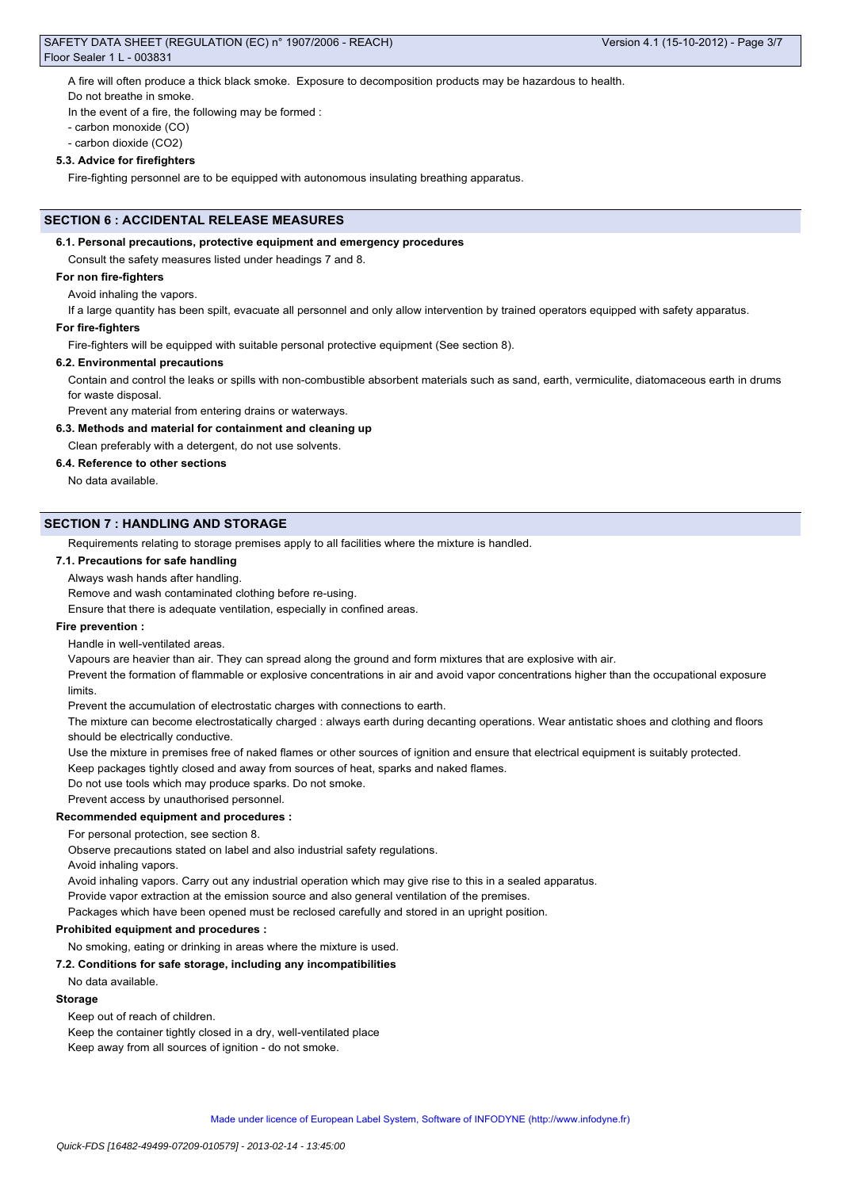A fire will often produce a thick black smoke. Exposure to decomposition products may be hazardous to health.

Do not breathe in smoke.

In the event of a fire, the following may be formed :

- carbon monoxide (CO)
- carbon dioxide ($CO_2$)

### 5.3. Advice for firefighters

Fire-fighting personnel are to be equipped with autonomous insulating breathing apparatus.

## SECTION 6 : ACCIDENTAL RELEASE MEASURES

### 6.1. Personal precautions, protective equipment and emergency procedures

Consult the safety measures listed under headings 7 and 8.

**For non fire-fighters**

Avoid inhaling the vapors.

If a large quantity has been spilt, evacuate all personnel and only allow intervention by trained operators equipped with safety apparatus.

**For fire-fighters**

Fire-fighters will be equipped with suitable personal protective equipment (See section 8).

### 6.2. Environmental precautions

Contain and control the leaks or spills with non-combustible absorbent materials such as sand, earth, vermiculite, diatomaceous earth in drums for waste disposal.

Prevent any material from entering drains or waterways.

### 6.3. Methods and material for containment and cleaning up

Clean preferably with a detergent, do not use solvents.

### 6.4. Reference to other sections

No data available.

## SECTION 7 : HANDLING AND STORAGE

Requirements relating to storage premises apply to all facilities where the mixture is handled.

### 7.1. Precautions for safe handling

Always wash hands after handling.

Remove and wash contaminated clothing before re-using.

Ensure that there is adequate ventilation, especially in confined areas.

**Fire prevention :**

Handle in well-ventilated areas.

Vapours are heavier than air. They can spread along the ground and form mixtures that are explosive with air.

Prevent the formation of flammable or explosive concentrations in air and avoid vapor concentrations higher than the occupational exposure limits.

Prevent the accumulation of electrostatic charges with connections to earth.

The mixture can become electrostatically charged : always earth during decanting operations. Wear antistatic shoes and clothing and floors should be electrically conductive.

Use the mixture in premises free of naked flames or other sources of ignition and ensure that electrical equipment is suitably protected.

Keep packages tightly closed and away from sources of heat, sparks and naked flames.

Do not use tools which may produce sparks. Do not smoke.

Prevent access by unauthorised personnel.

**Recommended equipment and procedures :**

For personal protection, see section 8.

Observe precautions stated on label and also industrial safety regulations.

Avoid inhaling vapors.

Avoid inhaling vapors. Carry out any industrial operation which may give rise to this in a sealed apparatus.

Provide vapor extraction at the emission source and also general ventilation of the premises.

Packages which have been opened must be reclosed carefully and stored in an upright position.

**Prohibited equipment and procedures :**

No smoking, eating or drinking in areas where the mixture is used.

### 7.2. Conditions for safe storage, including any incompatibilities

No data available.

**Storage**

Keep out of reach of children.

Keep the container tightly closed in a dry, well-ventilated place

Keep away from all sources of ignition - do not smoke.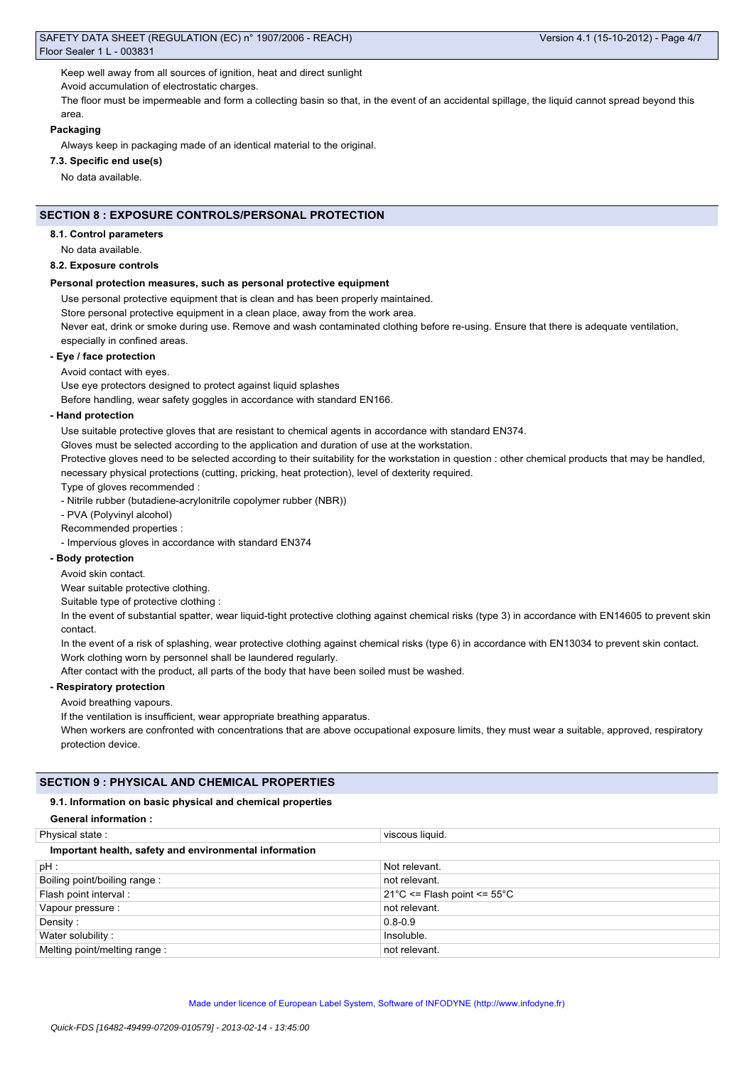Keep well away from all sources of ignition, heat and direct sunlight

Avoid accumulation of electrostatic charges.

The floor must be impermeable and form a collecting basin so that, in the event of an accidental spillage, the liquid cannot spread beyond this area.

**Packaging**

Always keep in packaging made of an identical material to the original.

**7.3. Specific end use(s)**

No data available.

## SECTION 8 : EXPOSURE CONTROLS/PERSONAL PROTECTION

**8.1. Control parameters**

No data available.

**8.2. Exposure controls**

**Personal protection measures, such as personal protective equipment**

Use personal protective equipment that is clean and has been properly maintained.

Store personal protective equipment in a clean place, away from the work area.

Never eat, drink or smoke during use. Remove and wash contaminated clothing before re-using. Ensure that there is adequate ventilation, especially in confined areas.

**- Eye / face protection**

Avoid contact with eyes.

Use eye protectors designed to protect against liquid splashes

Before handling, wear safety goggles in accordance with standard EN166.

**- Hand protection**

Use suitable protective gloves that are resistant to chemical agents in accordance with standard EN374.

Gloves must be selected according to the application and duration of use at the workstation.

Protective gloves need to be selected according to their suitability for the workstation in question : other chemical products that may be handled, necessary physical protections (cutting, pricking, heat protection), level of dexterity required.

Type of gloves recommended :

- Nitrile rubber (butadiene-acrylonitrile copolymer rubber (NBR))
- PVA (Polyvinyl alcohol)

Recommended properties :

- Impervious gloves in accordance with standard EN374

**- Body protection**

Avoid skin contact.

Wear suitable protective clothing.

Suitable type of protective clothing :

In the event of substantial spatter, wear liquid-tight protective clothing against chemical risks (type 3) in accordance with EN14605 to prevent skin contact.

In the event of a risk of splashing, wear protective clothing against chemical risks (type 6) in accordance with EN13034 to prevent skin contact.

Work clothing worn by personnel shall be laundered regularly.

After contact with the product, all parts of the body that have been soiled must be washed.

**- Respiratory protection**

Avoid breathing vapours.

If the ventilation is insufficient, wear appropriate breathing apparatus.

When workers are confronted with concentrations that are above occupational exposure limits, they must wear a suitable, approved, respiratory protection device.

## SECTION 9 : PHYSICAL AND CHEMICAL PROPERTIES

**9.1. Information on basic physical and chemical properties**

**General information :**

| Physical state : | viscous liquid. |
|---|---|

**Important health, safety and environmental information**

| pH : | Not relevant. |
|---|---|
| Boiling point/boiling range : | not relevant. |
| Flash point interval : | 21°C <= Flash point <= 55°C |
| Vapour pressure : | not relevant. |
| Density : | 0.8-0.9 |
| Water solubility : | Insoluble. |
| Melting point/melting range : | not relevant. |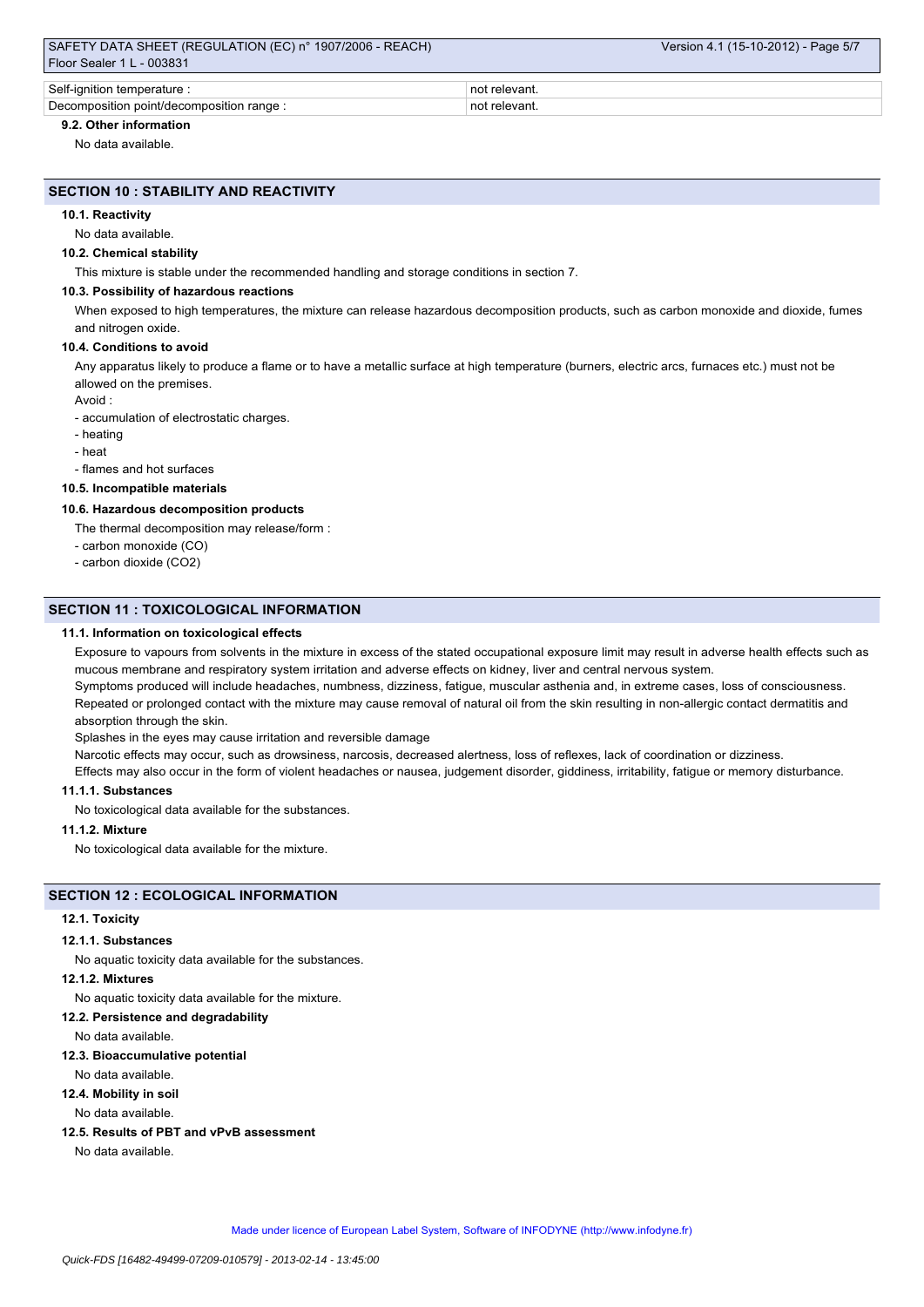| Self-ignition temperature : | not relevant. |
| --- | --- |
| Decomposition point/decomposition range : | not relevant. |

#### 9.2. Other information

No data available.

## SECTION 10 : STABILITY AND REACTIVITY

#### 10.1. Reactivity

No data available.

#### 10.2. Chemical stability

This mixture is stable under the recommended handling and storage conditions in section 7.

#### 10.3. Possibility of hazardous reactions

When exposed to high temperatures, the mixture can release hazardous decomposition products, such as carbon monoxide and dioxide, fumes and nitrogen oxide.

#### 10.4. Conditions to avoid

Any apparatus likely to produce a flame or to have a metallic surface at high temperature (burners, electric arcs, furnaces etc.) must not be allowed on the premises.

Avoid :

- accumulation of electrostatic charges.
- heating
- heat
- flames and hot surfaces

#### 10.5. Incompatible materials

#### 10.6. Hazardous decomposition products

The thermal decomposition may release/form :

- carbon monoxide (CO)
- carbon dioxide ($CO_2$)

## SECTION 11 : TOXICOLOGICAL INFORMATION

#### 11.1. Information on toxicological effects

Exposure to vapours from solvents in the mixture in excess of the stated occupational exposure limit may result in adverse health effects such as mucous membrane and respiratory system irritation and adverse effects on kidney, liver and central nervous system.

Symptoms produced will include headaches, numbness, dizziness, fatigue, muscular asthenia and, in extreme cases, loss of consciousness.

Repeated or prolonged contact with the mixture may cause removal of natural oil from the skin resulting in non-allergic contact dermatitis and absorption through the skin.

Splashes in the eyes may cause irritation and reversible damage

Narcotic effects may occur, such as drowsiness, narcosis, decreased alertness, loss of reflexes, lack of coordination or dizziness.

Effects may also occur in the form of violent headaches or nausea, judgement disorder, giddiness, irritability, fatigue or memory disturbance.

#### 11.1.1. Substances

No toxicological data available for the substances.

#### 11.1.2. Mixture

No toxicological data available for the mixture.

## SECTION 12 : ECOLOGICAL INFORMATION

#### 12.1. Toxicity

#### 12.1.1. Substances

No aquatic toxicity data available for the substances.

#### 12.1.2. Mixtures

No aquatic toxicity data available for the mixture.

#### 12.2. Persistence and degradability

No data available.

#### 12.3. Bioaccumulative potential

No data available.

#### 12.4. Mobility in soil

No data available.

#### 12.5. Results of PBT and vPvB assessment

No data available.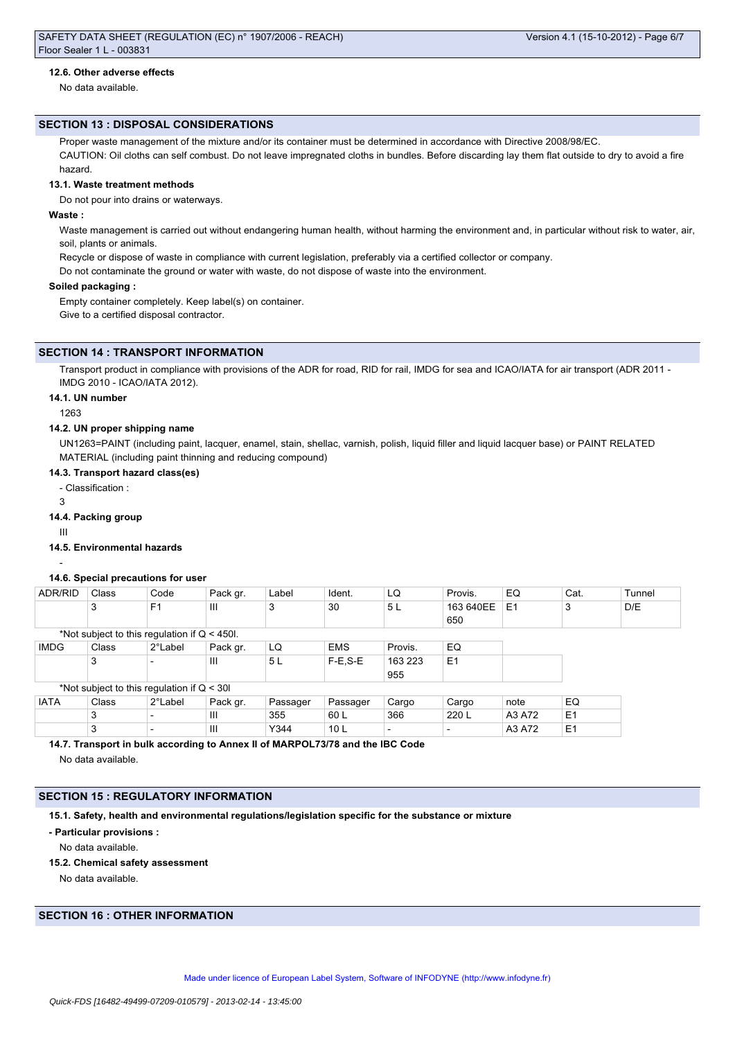#### 12.6. Other adverse effects

No data available.

## SECTION 13 : DISPOSAL CONSIDERATIONS

Proper waste management of the mixture and/or its container must be determined in accordance with Directive 2008/98/EC.

CAUTION: Oil cloths can self combust. Do not leave impregnated cloths in bundles. Before discarding lay them flat outside to dry to avoid a fire hazard.

#### 13.1. Waste treatment methods

Do not pour into drains or waterways.

**Waste :**

Waste management is carried out without endangering human health, without harming the environment and, in particular without risk to water, air, soil, plants or animals.

Recycle or dispose of waste in compliance with current legislation, preferably via a certified collector or company.

Do not contaminate the ground or water with waste, do not dispose of waste into the environment.

**Soiled packaging :**

Empty container completely. Keep label(s) on container.

Give to a certified disposal contractor.

## SECTION 14 : TRANSPORT INFORMATION

Transport product in compliance with provisions of the ADR for road, RID for rail, IMDG for sea and ICAO/IATA for air transport (ADR 2011 - IMDG 2010 - ICAO/IATA 2012).

#### 14.1. UN number

1263

#### 14.2. UN proper shipping name

UN1263=PAINT (including paint, lacquer, enamel, stain, shellac, varnish, polish, liquid filler and liquid lacquer base) or PAINT RELATED MATERIAL (including paint thinning and reducing compound)

#### 14.3. Transport hazard class(es)

- Classification :

3

#### 14.4. Packing group

III

#### 14.5. Environmental hazards

-

#### 14.6. Special precautions for user

| ADR/RID | Class | Code | Pack gr. | Label | Ident. | LQ | Provis. | EQ | Cat. | Tunnel |
|---|---|---|---|---|---|---|---|---|---|---|
| | 3 | F1 | III | 3 | 30 | 5 L | 163 640EE 650 | E1 | 3 | D/E |

*Not subject to this regulation if Q < 450l.

| IMDG | Class | 2°Label | Pack gr. | LQ | EMS | Provis. | EQ |
|---|---|---|---|---|---|---|---|
| | 3 | - | III | 5 L | F-E,S-E | 163 223 955 | E1 |

*Not subject to this regulation if Q < 30l

| IATA | Class | 2°Label | Pack gr. | Passager | Passager | Cargo | Cargo | note | EQ |
|---|---|---|---|---|---|---|---|---|---|
| | 3 | - | III | 355 | 60 L | 366 | 220 L | A3 A72 | E1 |
| | 3 | - | III | Y344 | 10 L | - | - | A3 A72 | E1 |

#### 14.7. Transport in bulk according to Annex II of MARPOL73/78 and the IBC Code

No data available.

## SECTION 15 : REGULATORY INFORMATION

#### 15.1. Safety, health and environmental regulations/legislation specific for the substance or mixture

**- Particular provisions :**

No data available.

#### 15.2. Chemical safety assessment

No data available.

## SECTION 16 : OTHER INFORMATION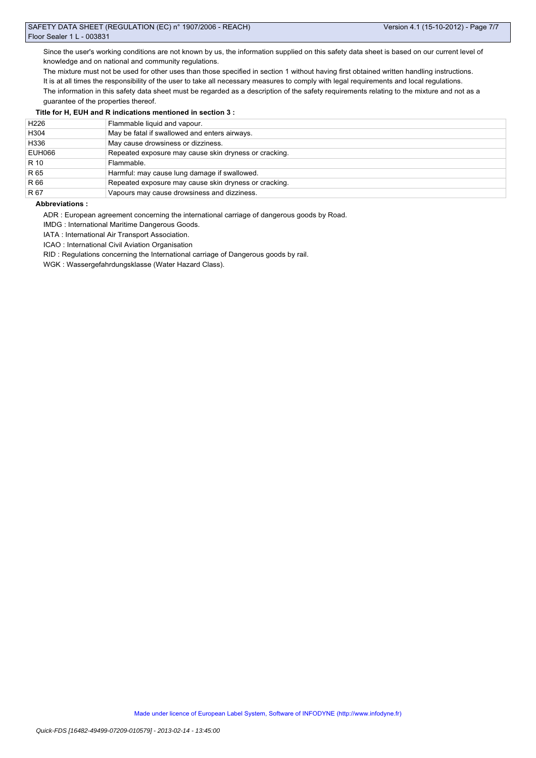Since the user's working conditions are not known by us, the information supplied on this safety data sheet is based on our current level of knowledge and on national and community regulations.

The mixture must not be used for other uses than those specified in section 1 without having first obtained written handling instructions.

It is at all times the responsibility of the user to take all necessary measures to comply with legal requirements and local regulations.

The information in this safety data sheet must be regarded as a description of the safety requirements relating to the mixture and not as a guarantee of the properties thereof.

**Title for H, EUH and R indications mentioned in section 3 :**

| | |
|---|---|
| H226 | Flammable liquid and vapour. |
| H304 | May be fatal if swallowed and enters airways. |
| H336 | May cause drowsiness or dizziness. |
| EUH066 | Repeated exposure may cause skin dryness or cracking. |
| R 10 | Flammable. |
| R 65 | Harmful: may cause lung damage if swallowed. |
| R 66 | Repeated exposure may cause skin dryness or cracking. |
| R 67 | Vapours may cause drowsiness and dizziness. |

**Abbreviations :**

ADR : European agreement concerning the international carriage of dangerous goods by Road.

IMDG : International Maritime Dangerous Goods.

IATA : International Air Transport Association.

ICAO : International Civil Aviation Organisation

RID : Regulations concerning the International carriage of Dangerous goods by rail.

WGK : Wassergefahrdungsklasse (Water Hazard Class).

Made under licence of European Label System, Software of INFODYNE (http://www.infodyne.fr)

*Quick-FDS [16482-49499-07209-010579] - 2013-02-14 - 13:45:00*